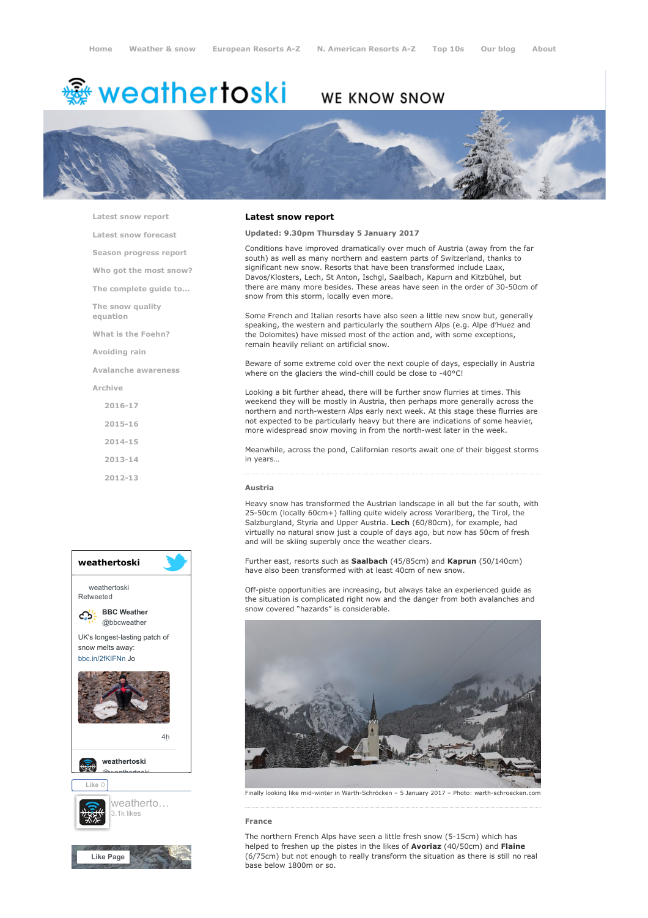Home | Weather & snow | European Resorts A-Z | N. American Resorts A-Z | Top 10s | Our blog | About

# weathertoski

WE KNOW SNOW

- Latest snow report
- Latest snow forecast
- Season progress report
- Who got the most snow?
- The complete guide to...
- The snow quality equation
- What is the Foehn?
- Avoiding rain
- Avalanche awareness
- Archive
  - 2016-17
  - 2015-16
  - 2014-15
  - 2013-14
  - 2012-13

## Latest snow report

**Updated: 9.30pm Thursday 5 January 2017**

Conditions have improved dramatically over much of Austria (away from the far south) as well as many northern and eastern parts of Switzerland, thanks to significant new snow. Resorts that have been transformed include Laax, Davos/Klosters, Lech, St Anton, Ischgl, Saalbach, Kapurn and Kitzbühel, but there are many more besides. These areas have seen in the order of 30-50cm of snow from this storm, locally even more.

Some French and Italian resorts have also seen a little new snow but, generally speaking, the western and particularly the southern Alps (e.g. Alpe d'Huez and the Dolomites) have missed most of the action and, with some exceptions, remain heavily reliant on artificial snow.

Beware of some extreme cold over the next couple of days, especially in Austria where on the glaciers the wind-chill could be close to -40°C!

Looking a bit further ahead, there will be further snow flurries at times. This weekend they will be mostly in Austria, then perhaps more generally across the northern and north-western Alps early next week. At this stage these flurries are not expected to be particularly heavy but there are indications of some heavier, more widespread snow moving in from the north-west later in the week.

Meanwhile, across the pond, Californian resorts await one of their biggest storms in years…

### Austria

Heavy snow has transformed the Austrian landscape in all but the far south, with 25-50cm (locally 60cm+) falling quite widely across Vorarlberg, the Tirol, the Salzburgland, Styria and Upper Austria. **Lech** (60/80cm), for example, had virtually no natural snow just a couple of days ago, but now has 50cm of fresh and will be skiing superbly once the weather clears.

Further east, resorts such as **Saalbach** (45/85cm) and **Kaprun** (50/140cm) have also been transformed with at least 40cm of new snow.

Off-piste opportunities are increasing, but always take an experienced guide as the situation is complicated right now and the danger from both avalanches and snow covered "hazards" is considerable.

Finally looking like mid-winter in Warth-Schröcken – 5 January 2017 – Photo: warth-schroecken.com

### France

The northern French Alps have seen a little fresh snow (5-15cm) which has helped to freshen up the pistes in the likes of **Avoriaz** (40/50cm) and **Flaine** (6/75cm) but not enough to really transform the situation as there is still no real base below 1800m or so.

**weathertoski**

weathertoski Retweeted

BBC Weather @bbcweather

UK's longest-lasting patch of snow melts away: bbc.in/2fKIFNn Jo

4h

weathertoski @weathertoski

Like 0

weatherto… 3.1k likes

Like Page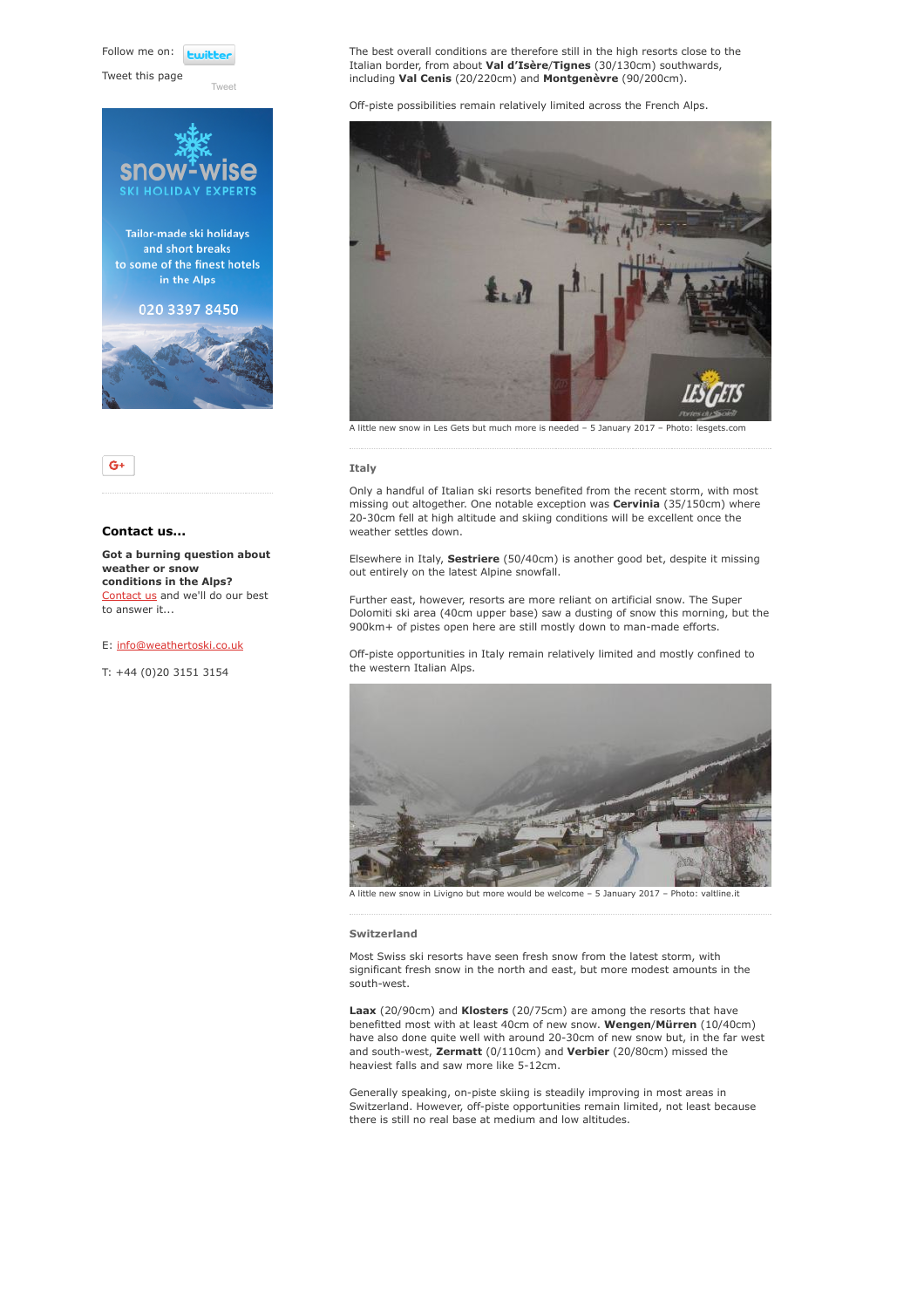Follow me on:

Tweet this page

Tweet

Tailor-made ski holidays and short breaks to some of the finest hotels in the Alps

020 3397 8450

### Contact us...

**Got a burning question about weather or snow conditions in the Alps?** Contact us and we'll do our best to answer it...

E: info@weathertoski.co.uk

T: +44 (0)20 3151 3154

The best overall conditions are therefore still in the high resorts close to the Italian border, from about **Val d'Isère**/**Tignes** (30/130cm) southwards, including **Val Cenis** (20/220cm) and **Montgenèvre** (90/200cm).

Off-piste possibilities remain relatively limited across the French Alps.

A little new snow in Les Gets but much more is needed – 5 January 2017 – Photo: lesgets.com

### Italy

Only a handful of Italian ski resorts benefited from the recent storm, with most missing out altogether. One notable exception was **Cervinia** (35/150cm) where 20-30cm fell at high altitude and skiing conditions will be excellent once the weather settles down.

Elsewhere in Italy, **Sestriere** (50/40cm) is another good bet, despite it missing out entirely on the latest Alpine snowfall.

Further east, however, resorts are more reliant on artificial snow. The Super Dolomiti ski area (40cm upper base) saw a dusting of snow this morning, but the 900km+ of pistes open here are still mostly down to man-made efforts.

Off-piste opportunities in Italy remain relatively limited and mostly confined to the western Italian Alps.

A little new snow in Livigno but more would be welcome – 5 January 2017 – Photo: valtline.it

### Switzerland

Most Swiss ski resorts have seen fresh snow from the latest storm, with significant fresh snow in the north and east, but more modest amounts in the south-west.

**Laax** (20/90cm) and **Klosters** (20/75cm) are among the resorts that have benefitted most with at least 40cm of new snow. **Wengen**/**Mürren** (10/40cm) have also done quite well with around 20-30cm of new snow but, in the far west and south-west, **Zermatt** (0/110cm) and **Verbier** (20/80cm) missed the heaviest falls and saw more like 5-12cm.

Generally speaking, on-piste skiing is steadily improving in most areas in Switzerland. However, off-piste opportunities remain limited, not least because there is still no real base at medium and low altitudes.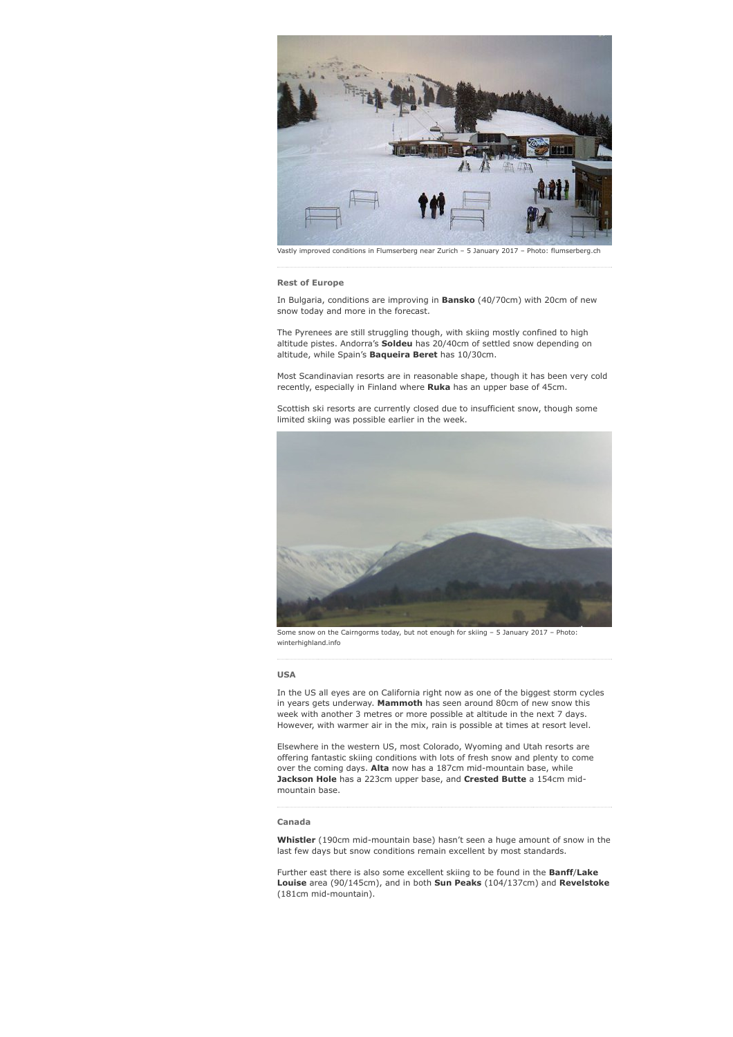Vastly improved conditions in Flumserberg near Zurich – 5 January 2017 – Photo: flumserberg.ch

### Rest of Europe

In Bulgaria, conditions are improving in **Bansko** (40/70cm) with 20cm of new snow today and more in the forecast.

The Pyrenees are still struggling though, with skiing mostly confined to high altitude pistes. Andorra's **Soldeu** has 20/40cm of settled snow depending on altitude, while Spain's **Baqueira Beret** has 10/30cm.

Most Scandinavian resorts are in reasonable shape, though it has been very cold recently, especially in Finland where **Ruka** has an upper base of 45cm.

Scottish ski resorts are currently closed due to insufficient snow, though some limited skiing was possible earlier in the week.

Some snow on the Cairngorms today, but not enough for skiing – 5 January 2017 – Photo: winterhighland.info

### USA

In the US all eyes are on California right now as one of the biggest storm cycles in years gets underway. **Mammoth** has seen around 80cm of new snow this week with another 3 metres or more possible at altitude in the next 7 days. However, with warmer air in the mix, rain is possible at times at resort level.

Elsewhere in the western US, most Colorado, Wyoming and Utah resorts are offering fantastic skiing conditions with lots of fresh snow and plenty to come over the coming days. **Alta** now has a 187cm mid-mountain base, while **Jackson Hole** has a 223cm upper base, and **Crested Butte** a 154cm mid-mountain base.

### Canada

**Whistler** (190cm mid-mountain base) hasn't seen a huge amount of snow in the last few days but snow conditions remain excellent by most standards.

Further east there is also some excellent skiing to be found in the **Banff**/**Lake Louise** area (90/145cm), and in both **Sun Peaks** (104/137cm) and **Revelstoke** (181cm mid-mountain).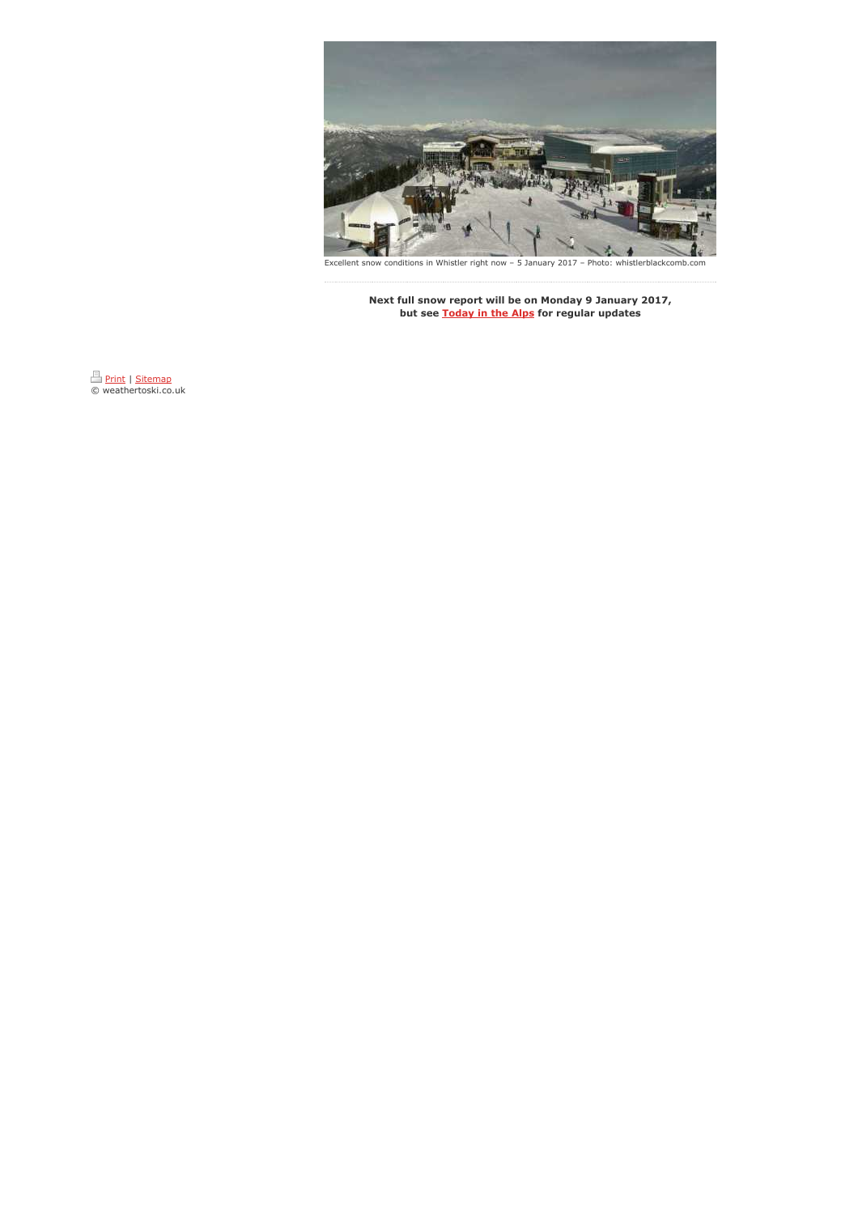Excellent snow conditions in Whistler right now – 5 January 2017 – Photo: whistlerblackcomb.com

---

**Next full snow report will be on Monday 9 January 2017,**
**but see Today in the Alps for regular updates**

Print | Sitemap
© weathertoski.co.uk